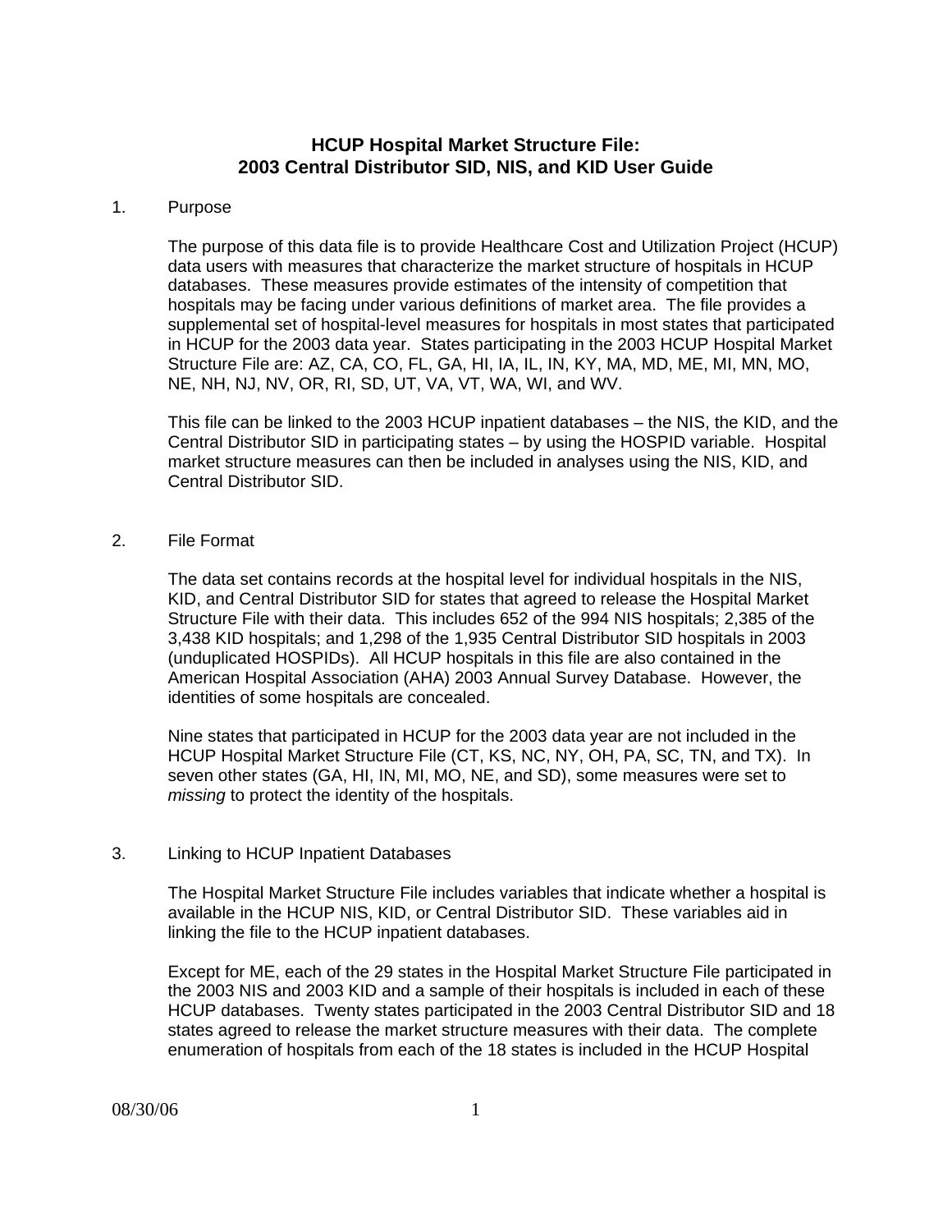# HCUP Hospital Market Structure File: 2003 Central Distributor SID, NIS, and KID User Guide

## 1. Purpose

The purpose of this data file is to provide Healthcare Cost and Utilization Project (HCUP) data users with measures that characterize the market structure of hospitals in HCUP databases. These measures provide estimates of the intensity of competition that hospitals may be facing under various definitions of market area. The file provides a supplemental set of hospital-level measures for hospitals in most states that participated in HCUP for the 2003 data year. States participating in the 2003 HCUP Hospital Market Structure File are: AZ, CA, CO, FL, GA, HI, IA, IL, IN, KY, MA, MD, ME, MI, MN, MO, NE, NH, NJ, NV, OR, RI, SD, UT, VA, VT, WA, WI, and WV.

This file can be linked to the 2003 HCUP inpatient databases – the NIS, the KID, and the Central Distributor SID in participating states – by using the HOSPID variable. Hospital market structure measures can then be included in analyses using the NIS, KID, and Central Distributor SID.

## 2. File Format

The data set contains records at the hospital level for individual hospitals in the NIS, KID, and Central Distributor SID for states that agreed to release the Hospital Market Structure File with their data. This includes 652 of the 994 NIS hospitals; 2,385 of the 3,438 KID hospitals; and 1,298 of the 1,935 Central Distributor SID hospitals in 2003 (unduplicated HOSPIDs). All HCUP hospitals in this file are also contained in the American Hospital Association (AHA) 2003 Annual Survey Database. However, the identities of some hospitals are concealed.

Nine states that participated in HCUP for the 2003 data year are not included in the HCUP Hospital Market Structure File (CT, KS, NC, NY, OH, PA, SC, TN, and TX). In seven other states (GA, HI, IN, MI, MO, NE, and SD), some measures were set to *missing* to protect the identity of the hospitals.

## 3. Linking to HCUP Inpatient Databases

The Hospital Market Structure File includes variables that indicate whether a hospital is available in the HCUP NIS, KID, or Central Distributor SID. These variables aid in linking the file to the HCUP inpatient databases.

Except for ME, each of the 29 states in the Hospital Market Structure File participated in the 2003 NIS and 2003 KID and a sample of their hospitals is included in each of these HCUP databases. Twenty states participated in the 2003 Central Distributor SID and 18 states agreed to release the market structure measures with their data. The complete enumeration of hospitals from each of the 18 states is included in the HCUP Hospital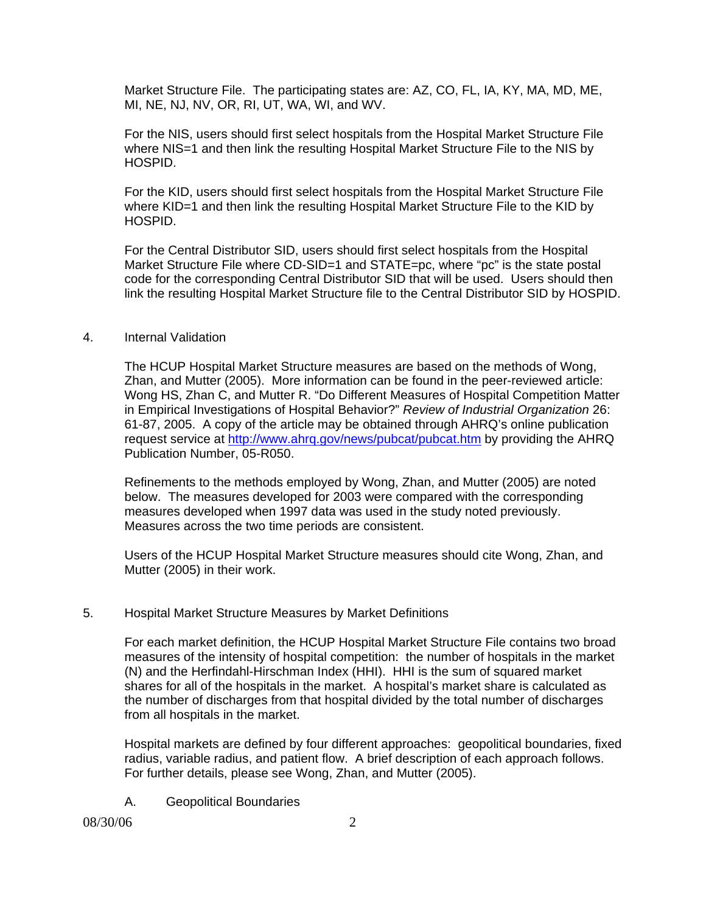Market Structure File. The participating states are: AZ, CO, FL, IA, KY, MA, MD, ME, MI, NE, NJ, NV, OR, RI, UT, WA, WI, and WV.

For the NIS, users should first select hospitals from the Hospital Market Structure File where NIS=1 and then link the resulting Hospital Market Structure File to the NIS by HOSPID.

For the KID, users should first select hospitals from the Hospital Market Structure File where KID=1 and then link the resulting Hospital Market Structure File to the KID by HOSPID.

For the Central Distributor SID, users should first select hospitals from the Hospital Market Structure File where CD-SID=1 and STATE=pc, where "pc" is the state postal code for the corresponding Central Distributor SID that will be used. Users should then link the resulting Hospital Market Structure file to the Central Distributor SID by HOSPID.

## 4. Internal Validation

The HCUP Hospital Market Structure measures are based on the methods of Wong, Zhan, and Mutter (2005). More information can be found in the peer-reviewed article: Wong HS, Zhan C, and Mutter R. "Do Different Measures of Hospital Competition Matter in Empirical Investigations of Hospital Behavior?" *Review of Industrial Organization* 26: 61-87, 2005. A copy of the article may be obtained through AHRQ's online publication request service at http://www.ahrq.gov/news/pubcat/pubcat.htm by providing the AHRQ Publication Number, 05-R050.

Refinements to the methods employed by Wong, Zhan, and Mutter (2005) are noted below. The measures developed for 2003 were compared with the corresponding measures developed when 1997 data was used in the study noted previously. Measures across the two time periods are consistent.

Users of the HCUP Hospital Market Structure measures should cite Wong, Zhan, and Mutter (2005) in their work.

## 5. Hospital Market Structure Measures by Market Definitions

For each market definition, the HCUP Hospital Market Structure File contains two broad measures of the intensity of hospital competition: the number of hospitals in the market (N) and the Herfindahl-Hirschman Index (HHI). HHI is the sum of squared market shares for all of the hospitals in the market. A hospital's market share is calculated as the number of discharges from that hospital divided by the total number of discharges from all hospitals in the market.

Hospital markets are defined by four different approaches: geopolitical boundaries, fixed radius, variable radius, and patient flow. A brief description of each approach follows. For further details, please see Wong, Zhan, and Mutter (2005).

### A. Geopolitical Boundaries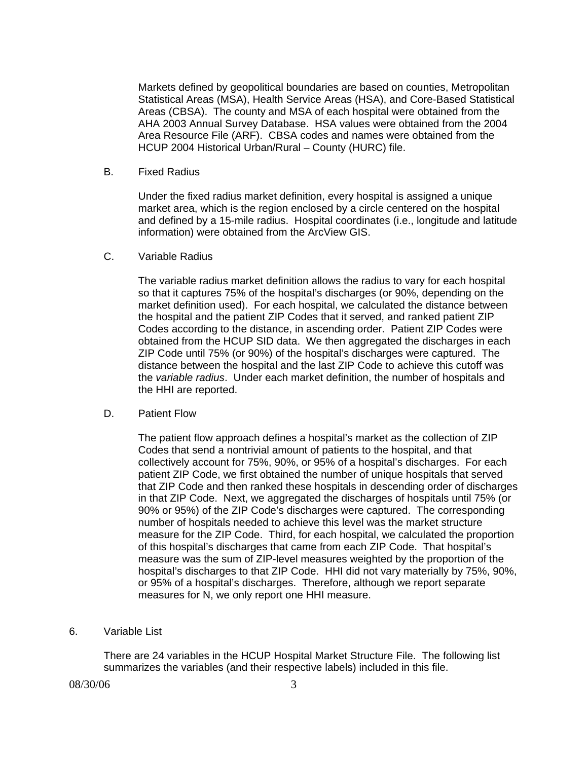Markets defined by geopolitical boundaries are based on counties, Metropolitan Statistical Areas (MSA), Health Service Areas (HSA), and Core-Based Statistical Areas (CBSA). The county and MSA of each hospital were obtained from the AHA 2003 Annual Survey Database. HSA values were obtained from the 2004 Area Resource File (ARF). CBSA codes and names were obtained from the HCUP 2004 Historical Urban/Rural – County (HURC) file.

B. Fixed Radius

Under the fixed radius market definition, every hospital is assigned a unique market area, which is the region enclosed by a circle centered on the hospital and defined by a 15-mile radius. Hospital coordinates (i.e., longitude and latitude information) were obtained from the ArcView GIS.

C. Variable Radius

The variable radius market definition allows the radius to vary for each hospital so that it captures 75% of the hospital's discharges (or 90%, depending on the market definition used). For each hospital, we calculated the distance between the hospital and the patient ZIP Codes that it served, and ranked patient ZIP Codes according to the distance, in ascending order. Patient ZIP Codes were obtained from the HCUP SID data. We then aggregated the discharges in each ZIP Code until 75% (or 90%) of the hospital's discharges were captured. The distance between the hospital and the last ZIP Code to achieve this cutoff was the *variable radius*. Under each market definition, the number of hospitals and the HHI are reported.

D. Patient Flow

The patient flow approach defines a hospital's market as the collection of ZIP Codes that send a nontrivial amount of patients to the hospital, and that collectively account for 75%, 90%, or 95% of a hospital's discharges. For each patient ZIP Code, we first obtained the number of unique hospitals that served that ZIP Code and then ranked these hospitals in descending order of discharges in that ZIP Code. Next, we aggregated the discharges of hospitals until 75% (or 90% or 95%) of the ZIP Code's discharges were captured. The corresponding number of hospitals needed to achieve this level was the market structure measure for the ZIP Code. Third, for each hospital, we calculated the proportion of this hospital's discharges that came from each ZIP Code. That hospital's measure was the sum of ZIP-level measures weighted by the proportion of the hospital's discharges to that ZIP Code. HHI did not vary materially by 75%, 90%, or 95% of a hospital's discharges. Therefore, although we report separate measures for N, we only report one HHI measure.

6. Variable List

There are 24 variables in the HCUP Hospital Market Structure File. The following list summarizes the variables (and their respective labels) included in this file.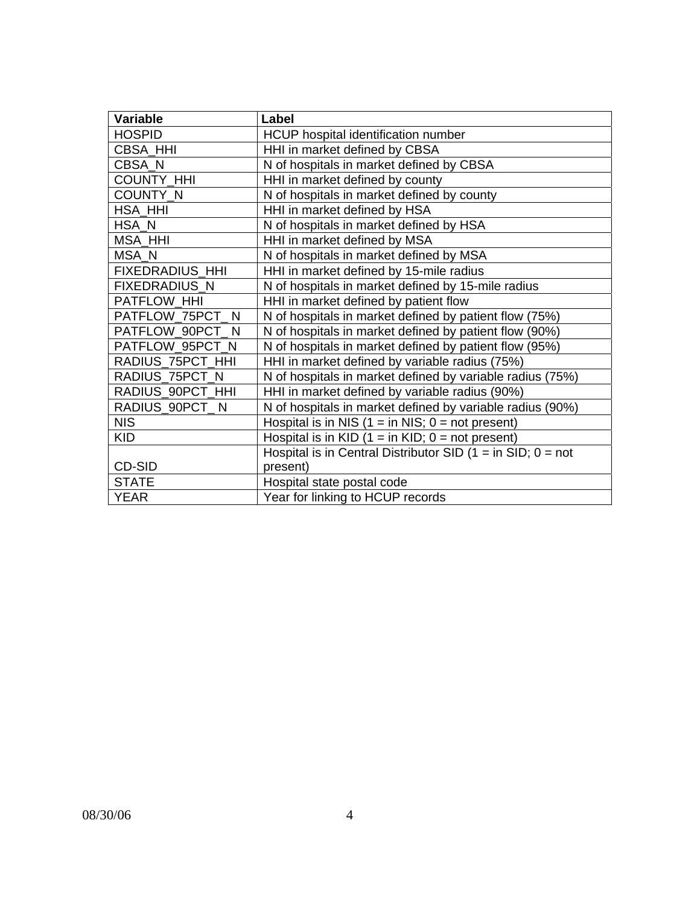| Variable | Label |
| --- | --- |
| HOSPID | HCUP hospital identification number |
| CBSA_HHI | HHI in market defined by CBSA |
| CBSA_N | N of hospitals in market defined by CBSA |
| COUNTY_HHI | HHI in market defined by county |
| COUNTY_N | N of hospitals in market defined by county |
| HSA_HHI | HHI in market defined by HSA |
| HSA_N | N of hospitals in market defined by HSA |
| MSA_HHI | HHI in market defined by MSA |
| MSA_N | N of hospitals in market defined by MSA |
| FIXEDRADIUS_HHI | HHI in market defined by 15-mile radius |
| FIXEDRADIUS_N | N of hospitals in market defined by 15-mile radius |
| PATFLOW_HHI | HHI in market defined by patient flow |
| PATFLOW_75PCT_ N | N of hospitals in market defined by patient flow (75%) |
| PATFLOW_90PCT_ N | N of hospitals in market defined by patient flow (90%) |
| PATFLOW_95PCT_N | N of hospitals in market defined by patient flow (95%) |
| RADIUS_75PCT_HHI | HHI in market defined by variable radius (75%) |
| RADIUS_75PCT_N | N of hospitals in market defined by variable radius (75%) |
| RADIUS_90PCT_HHI | HHI in market defined by variable radius (90%) |
| RADIUS_90PCT_ N | N of hospitals in market defined by variable radius (90%) |
| NIS | Hospital is in NIS (1 = in NIS; 0 = not present) |
| KID | Hospital is in KID (1 = in KID; 0 = not present) |
| CD-SID | Hospital is in Central Distributor SID (1 = in SID; 0 = not present) |
| STATE | Hospital state postal code |
| YEAR | Year for linking to HCUP records |

08/30/06